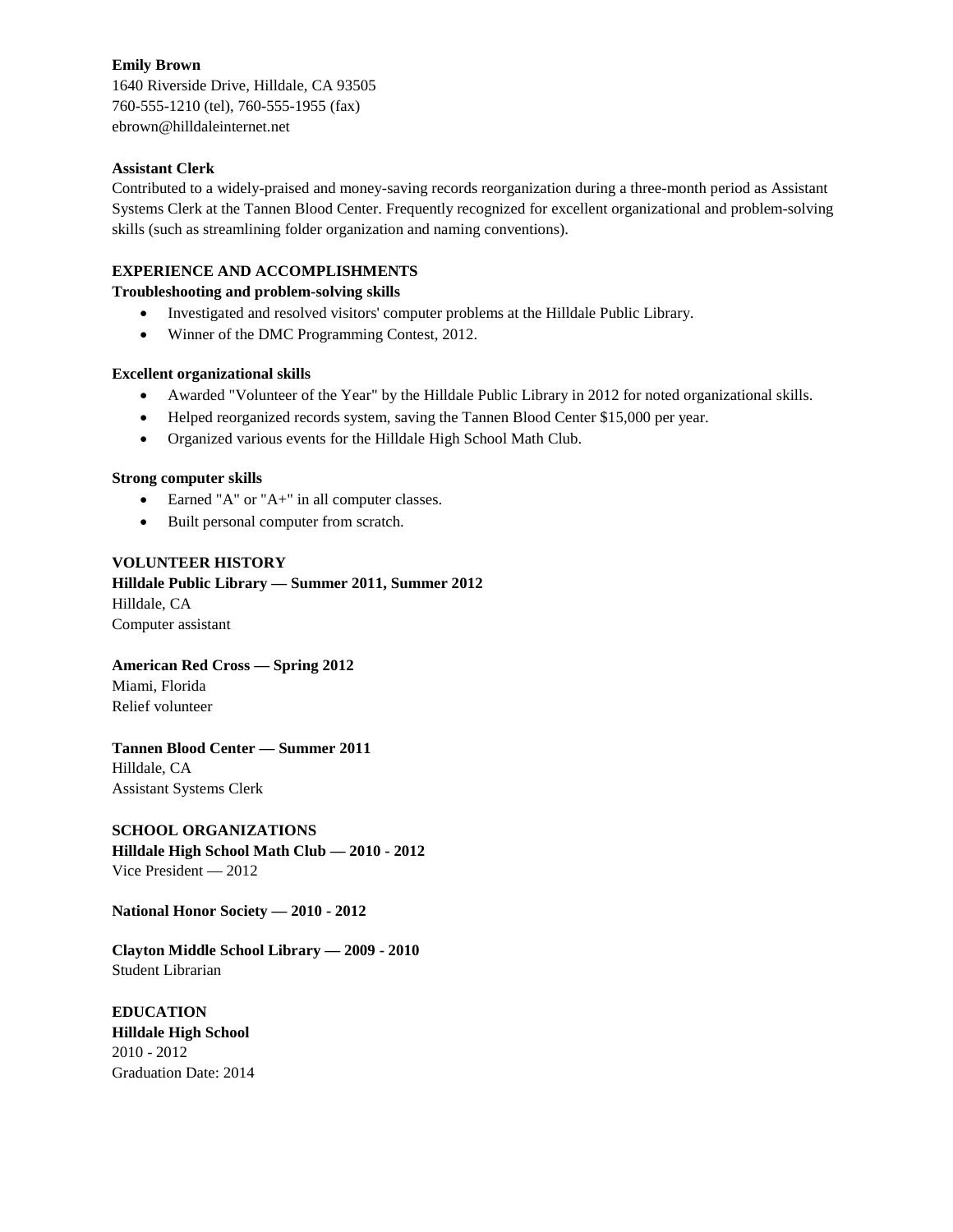**Emily Brown**
1640 Riverside Drive, Hilldale, CA 93505
760-555-1210 (tel), 760-555-1955 (fax)
ebrown@hilldaleinternet.net

**Assistant Clerk**
Contributed to a widely-praised and money-saving records reorganization during a three-month period as Assistant Systems Clerk at the Tannen Blood Center. Frequently recognized for excellent organizational and problem-solving skills (such as streamlining folder organization and naming conventions).

## EXPERIENCE AND ACCOMPLISHMENTS

**Troubleshooting and problem-solving skills**

- Investigated and resolved visitors' computer problems at the Hilldale Public Library.
- Winner of the DMC Programming Contest, 2012.

**Excellent organizational skills**

- Awarded "Volunteer of the Year" by the Hilldale Public Library in 2012 for noted organizational skills.
- Helped reorganized records system, saving the Tannen Blood Center $15,000 per year.
- Organized various events for the Hilldale High School Math Club.

**Strong computer skills**

- Earned "A" or "A+" in all computer classes.
- Built personal computer from scratch.

## VOLUNTEER HISTORY

**Hilldale Public Library — Summer 2011, Summer 2012**
Hilldale, CA
Computer assistant

**American Red Cross — Spring 2012**
Miami, Florida
Relief volunteer

**Tannen Blood Center — Summer 2011**
Hilldale, CA
Assistant Systems Clerk

## SCHOOL ORGANIZATIONS

**Hilldale High School Math Club — 2010 - 2012**
Vice President — 2012

**National Honor Society — 2010 - 2012**

**Clayton Middle School Library — 2009 - 2010**
Student Librarian

## EDUCATION

**Hilldale High School**
2010 - 2012
Graduation Date: 2014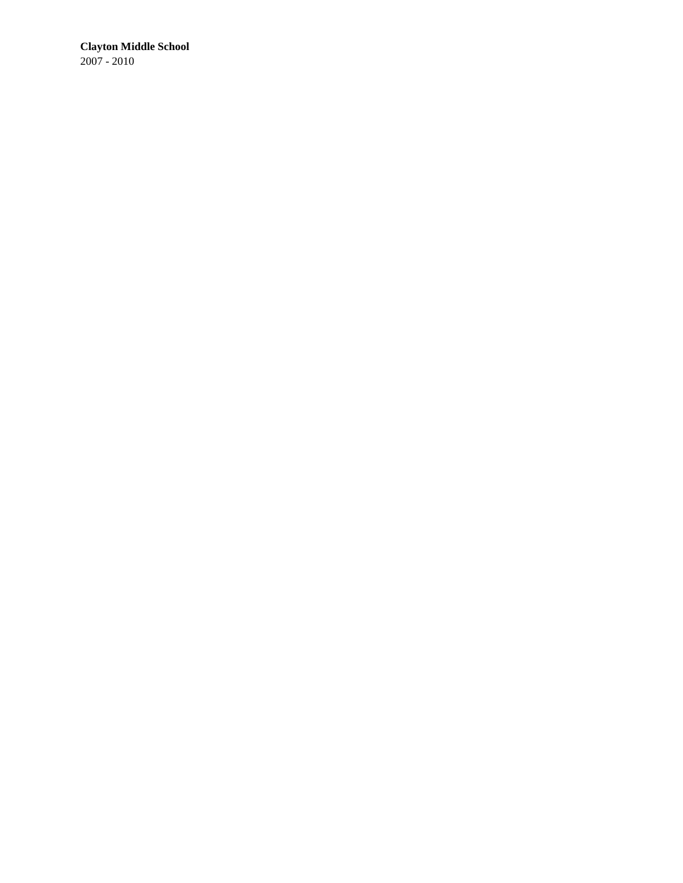**Clayton Middle School**
2007 - 2010